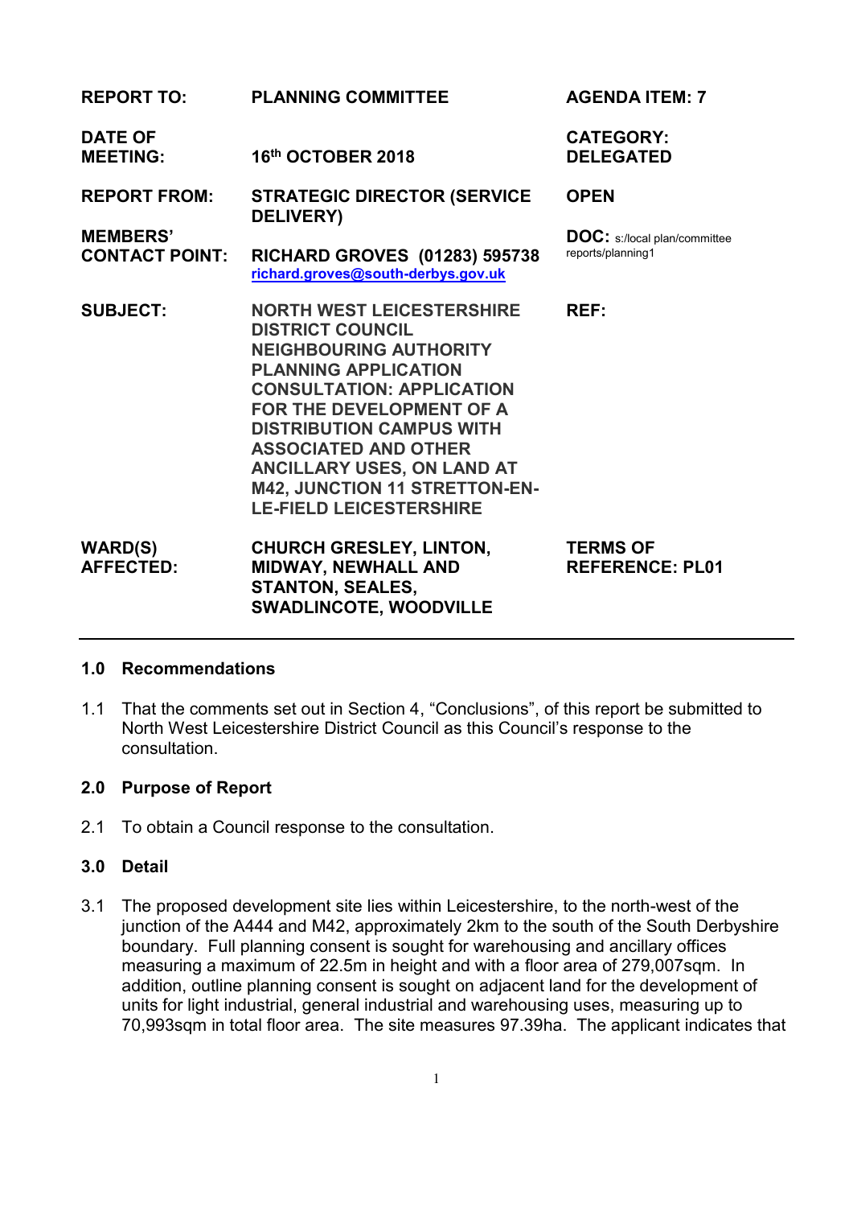| | | |
|---|---|---|
| **REPORT TO:** | **PLANNING COMMITTEE** | **AGENDA ITEM: 7** |
| **DATE OF MEETING:** | **16th OCTOBER 2018** | **CATEGORY: DELEGATED** |
| **REPORT FROM:** | **STRATEGIC DIRECTOR (SERVICE DELIVERY)** | **OPEN** |
| **MEMBERS' CONTACT POINT:** | **RICHARD GROVES (01283) 595738** richard.groves@south-derbys.gov.uk | **DOC:** s:/local plan/committee reports/planning1 |
| **SUBJECT:** | **NORTH WEST LEICESTERSHIRE DISTRICT COUNCIL NEIGHBOURING AUTHORITY PLANNING APPLICATION CONSULTATION: APPLICATION FOR THE DEVELOPMENT OF A DISTRIBUTION CAMPUS WITH ASSOCIATED AND OTHER ANCILLARY USES, ON LAND AT M42, JUNCTION 11 STRETTON-EN-LE-FIELD LEICESTERSHIRE** | **REF:** |
| **WARD(S) AFFECTED:** | **CHURCH GRESLEY, LINTON, MIDWAY, NEWHALL AND STANTON, SEALES, SWADLINCOTE, WOODVILLE** | **TERMS OF REFERENCE: PL01** |

## 1.0 Recommendations

1.1 That the comments set out in Section 4, "Conclusions", of this report be submitted to North West Leicestershire District Council as this Council's response to the consultation.

## 2.0 Purpose of Report

2.1 To obtain a Council response to the consultation.

## 3.0 Detail

3.1 The proposed development site lies within Leicestershire, to the north-west of the junction of the A444 and M42, approximately 2km to the south of the South Derbyshire boundary. Full planning consent is sought for warehousing and ancillary offices measuring a maximum of 22.5m in height and with a floor area of 279,007sqm. In addition, outline planning consent is sought on adjacent land for the development of units for light industrial, general industrial and warehousing uses, measuring up to 70,993sqm in total floor area. The site measures 97.39ha. The applicant indicates that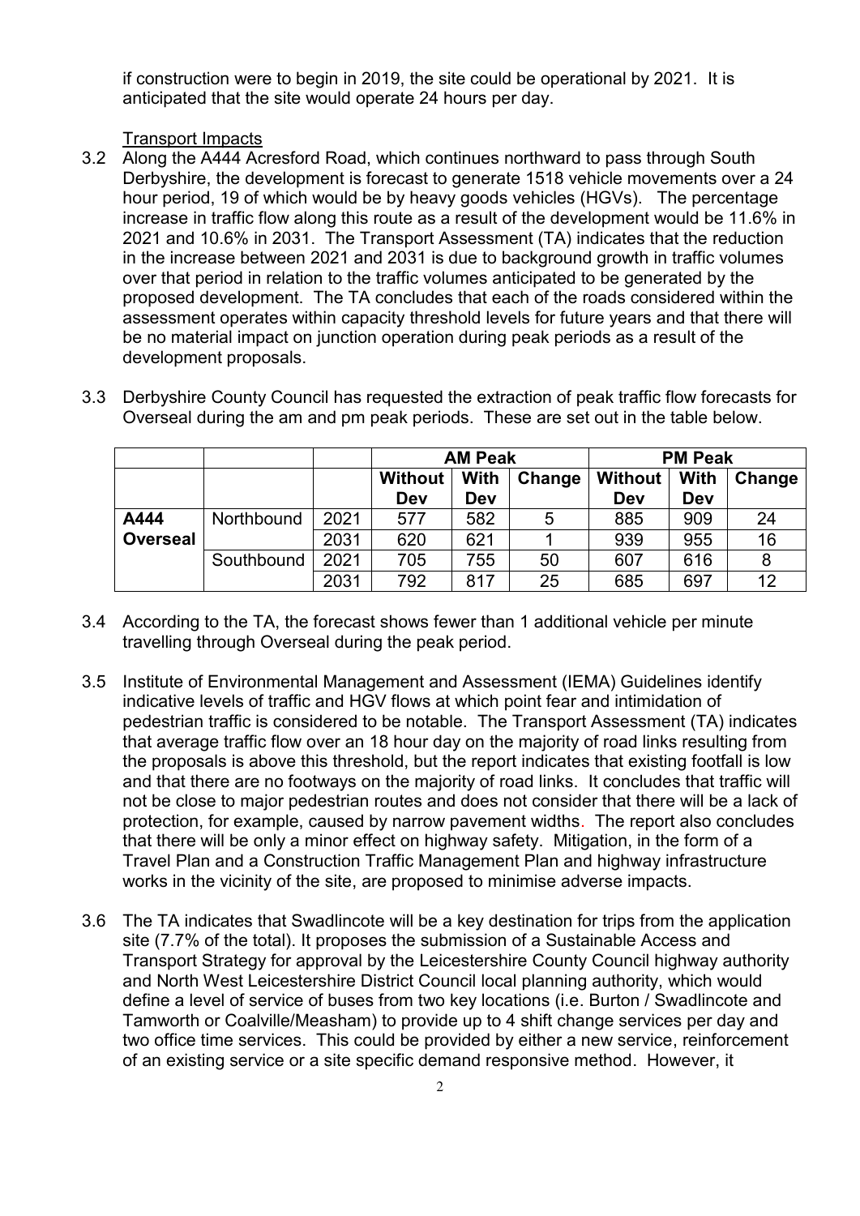if construction were to begin in 2019, the site could be operational by 2021. It is anticipated that the site would operate 24 hours per day.

Transport Impacts

3.2 Along the A444 Acresford Road, which continues northward to pass through South Derbyshire, the development is forecast to generate 1518 vehicle movements over a 24 hour period, 19 of which would be by heavy goods vehicles (HGVs). The percentage increase in traffic flow along this route as a result of the development would be 11.6% in 2021 and 10.6% in 2031. The Transport Assessment (TA) indicates that the reduction in the increase between 2021 and 2031 is due to background growth in traffic volumes over that period in relation to the traffic volumes anticipated to be generated by the proposed development. The TA concludes that each of the roads considered within the assessment operates within capacity threshold levels for future years and that there will be no material impact on junction operation during peak periods as a result of the development proposals.

3.3 Derbyshire County Council has requested the extraction of peak traffic flow forecasts for Overseal during the am and pm peak periods. These are set out in the table below.

| | | | AM Peak | | | PM Peak | | |
|---|---|---|---|---|---|---|---|---|
| | | | Without Dev | With Dev | Change | Without Dev | With Dev | Change |
| **A444 Overseal** | Northbound | 2021 | 577 | 582 | 5 | 885 | 909 | 24 |
| | | 2031 | 620 | 621 | 1 | 939 | 955 | 16 |
| | Southbound | 2021 | 705 | 755 | 50 | 607 | 616 | 8 |
| | | 2031 | 792 | 817 | 25 | 685 | 697 | 12 |

3.4 According to the TA, the forecast shows fewer than 1 additional vehicle per minute travelling through Overseal during the peak period.

3.5 Institute of Environmental Management and Assessment (IEMA) Guidelines identify indicative levels of traffic and HGV flows at which point fear and intimidation of pedestrian traffic is considered to be notable. The Transport Assessment (TA) indicates that average traffic flow over an 18 hour day on the majority of road links resulting from the proposals is above this threshold, but the report indicates that existing footfall is low and that there are no footways on the majority of road links. It concludes that traffic will not be close to major pedestrian routes and does not consider that there will be a lack of protection, for example, caused by narrow pavement widths. The report also concludes that there will be only a minor effect on highway safety. Mitigation, in the form of a Travel Plan and a Construction Traffic Management Plan and highway infrastructure works in the vicinity of the site, are proposed to minimise adverse impacts.

3.6 The TA indicates that Swadlincote will be a key destination for trips from the application site (7.7% of the total). It proposes the submission of a Sustainable Access and Transport Strategy for approval by the Leicestershire County Council highway authority and North West Leicestershire District Council local planning authority, which would define a level of service of buses from two key locations (i.e. Burton / Swadlincote and Tamworth or Coalville/Measham) to provide up to 4 shift change services per day and two office time services. This could be provided by either a new service, reinforcement of an existing service or a site specific demand responsive method. However, it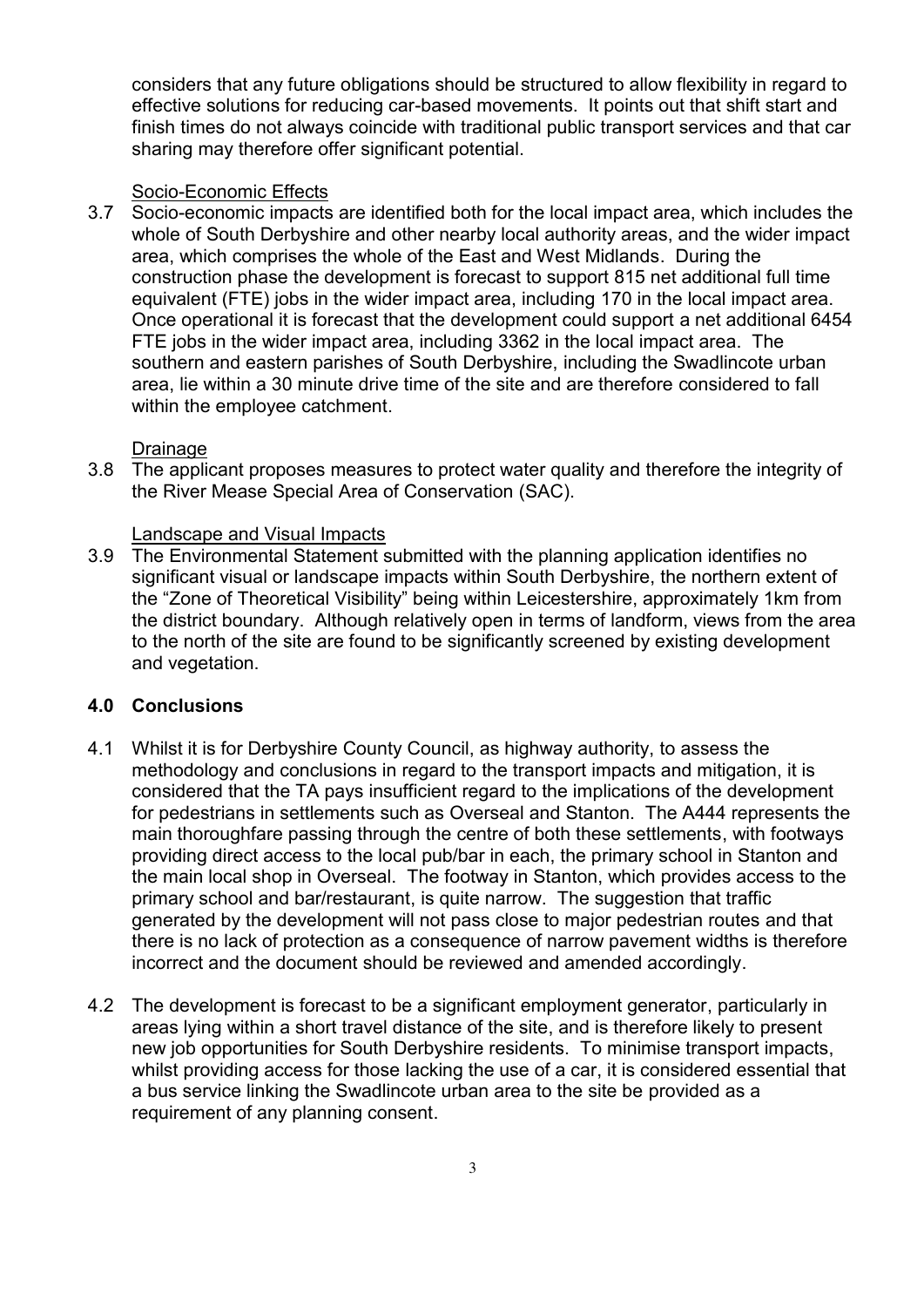considers that any future obligations should be structured to allow flexibility in regard to effective solutions for reducing car-based movements. It points out that shift start and finish times do not always coincide with traditional public transport services and that car sharing may therefore offer significant potential.

Socio-Economic Effects

3.7 Socio-economic impacts are identified both for the local impact area, which includes the whole of South Derbyshire and other nearby local authority areas, and the wider impact area, which comprises the whole of the East and West Midlands. During the construction phase the development is forecast to support 815 net additional full time equivalent (FTE) jobs in the wider impact area, including 170 in the local impact area. Once operational it is forecast that the development could support a net additional 6454 FTE jobs in the wider impact area, including 3362 in the local impact area. The southern and eastern parishes of South Derbyshire, including the Swadlincote urban area, lie within a 30 minute drive time of the site and are therefore considered to fall within the employee catchment.

Drainage

3.8 The applicant proposes measures to protect water quality and therefore the integrity of the River Mease Special Area of Conservation (SAC).

Landscape and Visual Impacts

3.9 The Environmental Statement submitted with the planning application identifies no significant visual or landscape impacts within South Derbyshire, the northern extent of the "Zone of Theoretical Visibility" being within Leicestershire, approximately 1km from the district boundary. Although relatively open in terms of landform, views from the area to the north of the site are found to be significantly screened by existing development and vegetation.

## 4.0 Conclusions

4.1 Whilst it is for Derbyshire County Council, as highway authority, to assess the methodology and conclusions in regard to the transport impacts and mitigation, it is considered that the TA pays insufficient regard to the implications of the development for pedestrians in settlements such as Overseal and Stanton. The A444 represents the main thoroughfare passing through the centre of both these settlements, with footways providing direct access to the local pub/bar in each, the primary school in Stanton and the main local shop in Overseal. The footway in Stanton, which provides access to the primary school and bar/restaurant, is quite narrow. The suggestion that traffic generated by the development will not pass close to major pedestrian routes and that there is no lack of protection as a consequence of narrow pavement widths is therefore incorrect and the document should be reviewed and amended accordingly.

4.2 The development is forecast to be a significant employment generator, particularly in areas lying within a short travel distance of the site, and is therefore likely to present new job opportunities for South Derbyshire residents. To minimise transport impacts, whilst providing access for those lacking the use of a car, it is considered essential that a bus service linking the Swadlincote urban area to the site be provided as a requirement of any planning consent.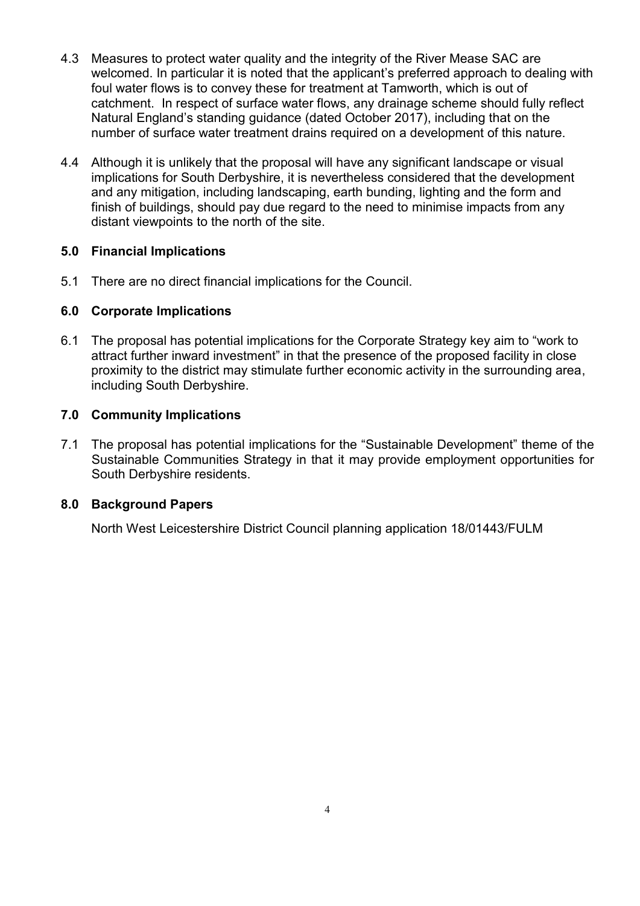4.3 Measures to protect water quality and the integrity of the River Mease SAC are welcomed. In particular it is noted that the applicant's preferred approach to dealing with foul water flows is to convey these for treatment at Tamworth, which is out of catchment. In respect of surface water flows, any drainage scheme should fully reflect Natural England's standing guidance (dated October 2017), including that on the number of surface water treatment drains required on a development of this nature.

4.4 Although it is unlikely that the proposal will have any significant landscape or visual implications for South Derbyshire, it is nevertheless considered that the development and any mitigation, including landscaping, earth bunding, lighting and the form and finish of buildings, should pay due regard to the need to minimise impacts from any distant viewpoints to the north of the site.

## 5.0 Financial Implications

5.1 There are no direct financial implications for the Council.

## 6.0 Corporate Implications

6.1 The proposal has potential implications for the Corporate Strategy key aim to "work to attract further inward investment" in that the presence of the proposed facility in close proximity to the district may stimulate further economic activity in the surrounding area, including South Derbyshire.

## 7.0 Community Implications

7.1 The proposal has potential implications for the "Sustainable Development" theme of the Sustainable Communities Strategy in that it may provide employment opportunities for South Derbyshire residents.

## 8.0 Background Papers

North West Leicestershire District Council planning application 18/01443/FULM